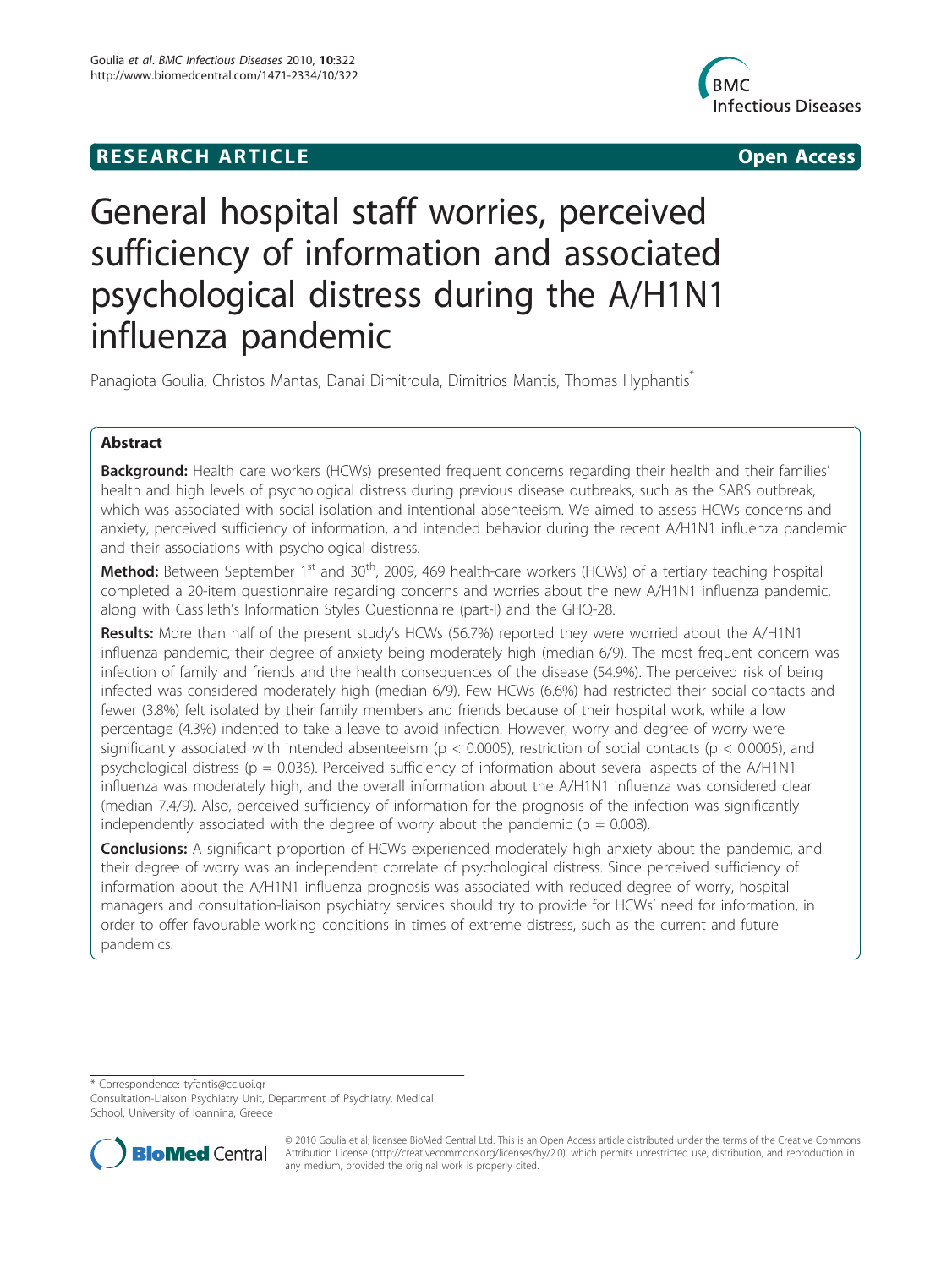**RESEARCH ARTICLE** **Open Access**

# General hospital staff worries, perceived sufficiency of information and associated psychological distress during the A/H1N1 influenza pandemic

Panagiota Goulia, Christos Mantas, Danai Dimitroula, Dimitrios Mantis, Thomas Hyphantis*

## Abstract

**Background:** Health care workers (HCWs) presented frequent concerns regarding their health and their families' health and high levels of psychological distress during previous disease outbreaks, such as the SARS outbreak, which was associated with social isolation and intentional absenteeism. We aimed to assess HCWs concerns and anxiety, perceived sufficiency of information, and intended behavior during the recent A/H1N1 influenza pandemic and their associations with psychological distress.

**Method:** Between September 1st and 30th, 2009, 469 health-care workers (HCWs) of a tertiary teaching hospital completed a 20-item questionnaire regarding concerns and worries about the new A/H1N1 influenza pandemic, along with Cassileth's Information Styles Questionnaire (part-I) and the GHQ-28.

**Results:** More than half of the present study's HCWs (56.7%) reported they were worried about the A/H1N1 influenza pandemic, their degree of anxiety being moderately high (median 6/9). The most frequent concern was infection of family and friends and the health consequences of the disease (54.9%). The perceived risk of being infected was considered moderately high (median 6/9). Few HCWs (6.6%) had restricted their social contacts and fewer (3.8%) felt isolated by their family members and friends because of their hospital work, while a low percentage (4.3%) indented to take a leave to avoid infection. However, worry and degree of worry were significantly associated with intended absenteeism ($p < 0.0005$), restriction of social contacts ($p < 0.0005$), and psychological distress ($p = 0.036$). Perceived sufficiency of information about several aspects of the A/H1N1 influenza was moderately high, and the overall information about the A/H1N1 influenza was considered clear (median 7.4/9). Also, perceived sufficiency of information for the prognosis of the infection was significantly independently associated with the degree of worry about the pandemic ($p = 0.008$).

**Conclusions:** A significant proportion of HCWs experienced moderately high anxiety about the pandemic, and their degree of worry was an independent correlate of psychological distress. Since perceived sufficiency of information about the A/H1N1 influenza prognosis was associated with reduced degree of worry, hospital managers and consultation-liaison psychiatry services should try to provide for HCWs' need for information, in order to offer favourable working conditions in times of extreme distress, such as the current and future pandemics.

---

\* Correspondence: tyfantis@cc.uoi.gr
Consultation-Liaison Psychiatry Unit, Department of Psychiatry, Medical School, University of Ioannina, Greece

© 2010 Goulia et al; licensee BioMed Central Ltd. This is an Open Access article distributed under the terms of the Creative Commons Attribution License (http://creativecommons.org/licenses/by/2.0), which permits unrestricted use, distribution, and reproduction in any medium, provided the original work is properly cited.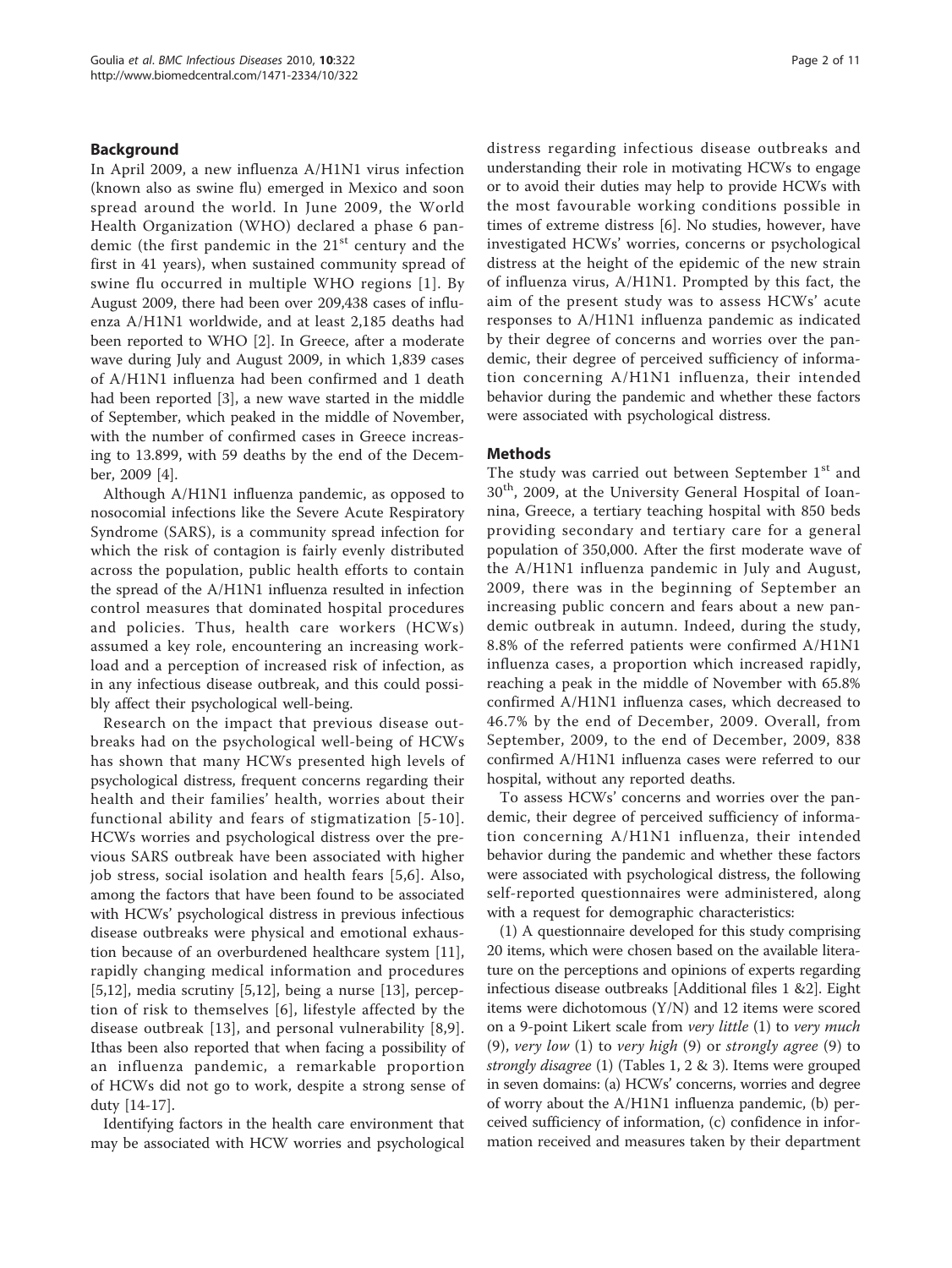## Background

In April 2009, a new influenza A/H1N1 virus infection (known also as swine flu) emerged in Mexico and soon spread around the world. In June 2009, the World Health Organization (WHO) declared a phase 6 pandemic (the first pandemic in the 21[st] century and the first in 41 years), when sustained community spread of swine flu occurred in multiple WHO regions [1]. By August 2009, there had been over 209,438 cases of influenza A/H1N1 worldwide, and at least 2,185 deaths had been reported to WHO [2]. In Greece, after a moderate wave during July and August 2009, in which 1,839 cases of A/H1N1 influenza had been confirmed and 1 death had been reported [3], a new wave started in the middle of September, which peaked in the middle of November, with the number of confirmed cases in Greece increasing to 13.899, with 59 deaths by the end of the December, 2009 [4].

Although A/H1N1 influenza pandemic, as opposed to nosocomial infections like the Severe Acute Respiratory Syndrome (SARS), is a community spread infection for which the risk of contagion is fairly evenly distributed across the population, public health efforts to contain the spread of the A/H1N1 influenza resulted in infection control measures that dominated hospital procedures and policies. Thus, health care workers (HCWs) assumed a key role, encountering an increasing workload and a perception of increased risk of infection, as in any infectious disease outbreak, and this could possibly affect their psychological well-being.

Research on the impact that previous disease outbreaks had on the psychological well-being of HCWs has shown that many HCWs presented high levels of psychological distress, frequent concerns regarding their health and their families' health, worries about their functional ability and fears of stigmatization [5-10]. HCWs worries and psychological distress over the previous SARS outbreak have been associated with higher job stress, social isolation and health fears [5,6]. Also, among the factors that have been found to be associated with HCWs' psychological distress in previous infectious disease outbreaks were physical and emotional exhaustion because of an overburdened healthcare system [11], rapidly changing medical information and procedures [5,12], media scrutiny [5,12], being a nurse [13], perception of risk to themselves [6], lifestyle affected by the disease outbreak [13], and personal vulnerability [8,9]. Ithas been also reported that when facing a possibility of an influenza pandemic, a remarkable proportion of HCWs did not go to work, despite a strong sense of duty [14-17].

Identifying factors in the health care environment that may be associated with HCW worries and psychological distress regarding infectious disease outbreaks and understanding their role in motivating HCWs to engage or to avoid their duties may help to provide HCWs with the most favourable working conditions possible in times of extreme distress [6]. No studies, however, have investigated HCWs' worries, concerns or psychological distress at the height of the epidemic of the new strain of influenza virus, A/H1N1. Prompted by this fact, the aim of the present study was to assess HCWs' acute responses to A/H1N1 influenza pandemic as indicated by their degree of concerns and worries over the pandemic, their degree of perceived sufficiency of information concerning A/H1N1 influenza, their intended behavior during the pandemic and whether these factors were associated with psychological distress.

## Methods

The study was carried out between September 1[st] and 30[th], 2009, at the University General Hospital of Ioannina, Greece, a tertiary teaching hospital with 850 beds providing secondary and tertiary care for a general population of 350,000. After the first moderate wave of the A/H1N1 influenza pandemic in July and August, 2009, there was in the beginning of September an increasing public concern and fears about a new pandemic outbreak in autumn. Indeed, during the study, 8.8% of the referred patients were confirmed A/H1N1 influenza cases, a proportion which increased rapidly, reaching a peak in the middle of November with 65.8% confirmed A/H1N1 influenza cases, which decreased to 46.7% by the end of December, 2009. Overall, from September, 2009, to the end of December, 2009, 838 confirmed A/H1N1 influenza cases were referred to our hospital, without any reported deaths.

To assess HCWs' concerns and worries over the pandemic, their degree of perceived sufficiency of information concerning A/H1N1 influenza, their intended behavior during the pandemic and whether these factors were associated with psychological distress, the following self-reported questionnaires were administered, along with a request for demographic characteristics:

(1) A questionnaire developed for this study comprising 20 items, which were chosen based on the available literature on the perceptions and opinions of experts regarding infectious disease outbreaks [Additional files 1 &2]. Eight items were dichotomous (Y/N) and 12 items were scored on a 9-point Likert scale from *very little* (1) to *very much* (9), *very low* (1) to *very high* (9) or *strongly agree* (9) to *strongly disagree* (1) (Tables 1, 2 & 3). Items were grouped in seven domains: (a) HCWs' concerns, worries and degree of worry about the A/H1N1 influenza pandemic, (b) perceived sufficiency of information, (c) confidence in information received and measures taken by their department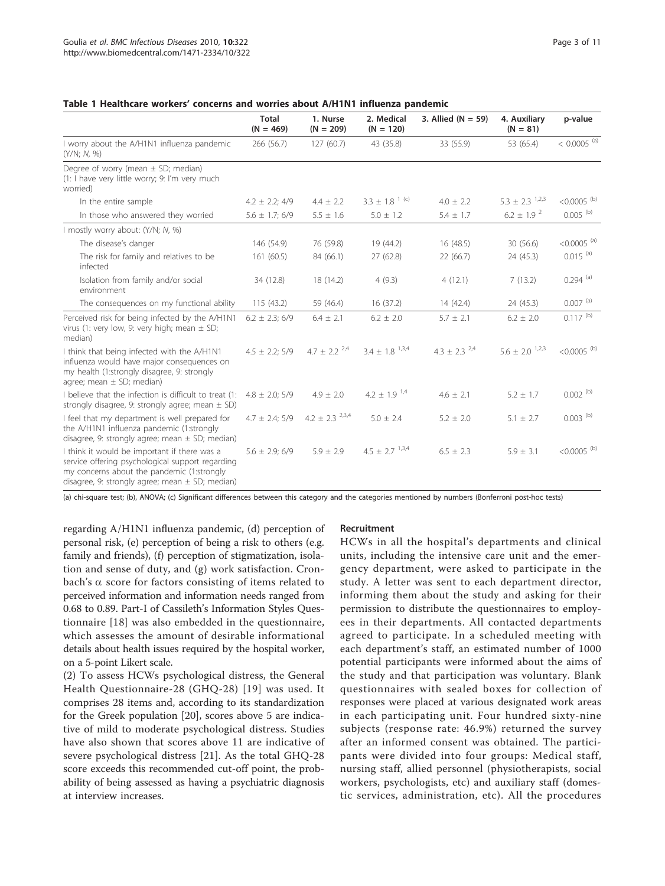**Table 1 Healthcare workers' concerns and worries about A/H1N1 influenza pandemic**

| | Total (N = 469) | 1. Nurse (N = 209) | 2. Medical (N = 120) | 3. Allied (N = 59) | 4. Auxiliary (N = 81) | p-value |
|---|---|---|---|---|---|---|
| I worry about the A/H1N1 influenza pandemic (Y/N; *N*, %) | 266 (56.7) | 127 (60.7) | 43 (35.8) | 33 (55.9) | 53 (65.4) | < 0.0005 [(a)] |
| Degree of worry (mean ± SD; median) (1: I have very little worry; 9: I'm very much worried) | | | | | | |
| In the entire sample | 4.2 ± 2.2; 4/9 | 4.4 ± 2.2 | 3.3 ± 1.8 [1 (c)] | 4.0 ± 2.2 | 5.3 ± 2.3 [1,2,3] | <0.0005 [(b)] |
| In those who answered they worried | 5.6 ± 1.7; 6/9 | 5.5 ± 1.6 | 5.0 ± 1.2 | 5.4 ± 1.7 | 6.2 ± 1.9 [2] | 0.005 [(b)] |
| I mostly worry about: (Y/N; N, %) | | | | | | |
| The disease's danger | 146 (54.9) | 76 (59.8) | 19 (44.2) | 16 (48.5) | 30 (56.6) | <0.0005 [(a)] |
| The risk for family and relatives to be infected | 161 (60.5) | 84 (66.1) | 27 (62.8) | 22 (66.7) | 24 (45.3) | 0.015 [(a)] |
| Isolation from family and/or social environment | 34 (12.8) | 18 (14.2) | 4 (9.3) | 4 (12.1) | 7 (13.2) | 0.294 [(a)] |
| The consequences on my functional ability | 115 (43.2) | 59 (46.4) | 16 (37.2) | 14 (42.4) | 24 (45.3) | 0.007 [(a)] |
| Perceived risk for being infected by the A/H1N1 virus (1: very low, 9: very high; mean ± SD; median) | 6.2 ± 2.3; 6/9 | 6.4 ± 2.1 | 6.2 ± 2.0 | 5.7 ± 2.1 | 6.2 ± 2.0 | 0.117 [(b)] |
| I think that being infected with the A/H1N1 influenza would have major consequences on my health (1:strongly disagree, 9: strongly agree; mean ± SD; median) | 4.5 ± 2.2; 5/9 | 4.7 ± 2.2 [2,4] | 3.4 ± 1.8 [1,3,4] | 4.3 ± 2.3 [2,4] | 5.6 ± 2.0 [1,2,3] | <0.0005 [(b)] |
| I believe that the infection is difficult to treat (1: strongly disagree, 9: strongly agree; mean ± SD) | 4.8 ± 2.0; 5/9 | 4.9 ± 2.0 | 4.2 ± 1.9 [1,4] | 4.6 ± 2.1 | 5.2 ± 1.7 | 0.002 [(b)] |
| I feel that my department is well prepared for the A/H1N1 influenza pandemic (1:strongly disagree, 9: strongly agree; mean ± SD; median) | 4.7 ± 2.4; 5/9 | 4.2 ± 2.3 [2,3,4] | 5.0 ± 2.4 | 5.2 ± 2.0 | 5.1 ± 2.7 | 0.003 [(b)] |
| I think it would be important if there was a service offering psychological support regarding my concerns about the pandemic (1:strongly disagree, 9: strongly agree; mean ± SD; median) | 5.6 ± 2.9; 6/9 | 5.9 ± 2.9 | 4.5 ± 2.7 [1,3,4] | 6.5 ± 2.3 | 5.9 ± 3.1 | <0.0005 [(b)] |

(a) chi-square test; (b), ANOVA; (c) Significant differences between this category and the categories mentioned by numbers (Bonferroni post-hoc tests)

regarding A/H1N1 influenza pandemic, (d) perception of personal risk, (e) perception of being a risk to others (e.g. family and friends), (f) perception of stigmatization, isolation and sense of duty, and (g) work satisfaction. Cronbach's α score for factors consisting of items related to perceived information and information needs ranged from 0.68 to 0.89. Part-I of Cassileth's Information Styles Questionnaire [18] was also embedded in the questionnaire, which assesses the amount of desirable informational details about health issues required by the hospital worker, on a 5-point Likert scale.

(2) To assess HCWs psychological distress, the General Health Questionnaire-28 (GHQ-28) [19] was used. It comprises 28 items and, according to its standardization for the Greek population [20], scores above 5 are indicative of mild to moderate psychological distress. Studies have also shown that scores above 11 are indicative of severe psychological distress [21]. As the total GHQ-28 score exceeds this recommended cut-off point, the probability of being assessed as having a psychiatric diagnosis at interview increases.

### Recruitment

HCWs in all the hospital's departments and clinical units, including the intensive care unit and the emergency department, were asked to participate in the study. A letter was sent to each department director, informing them about the study and asking for their permission to distribute the questionnaires to employees in their departments. All contacted departments agreed to participate. In a scheduled meeting with each department's staff, an estimated number of 1000 potential participants were informed about the aims of the study and that participation was voluntary. Blank questionnaires with sealed boxes for collection of responses were placed at various designated work areas in each participating unit. Four hundred sixty-nine subjects (response rate: 46.9%) returned the survey after an informed consent was obtained. The participants were divided into four groups: Medical staff, nursing staff, allied personnel (physiotherapists, social workers, psychologists, etc) and auxiliary staff (domestic services, administration, etc). All the procedures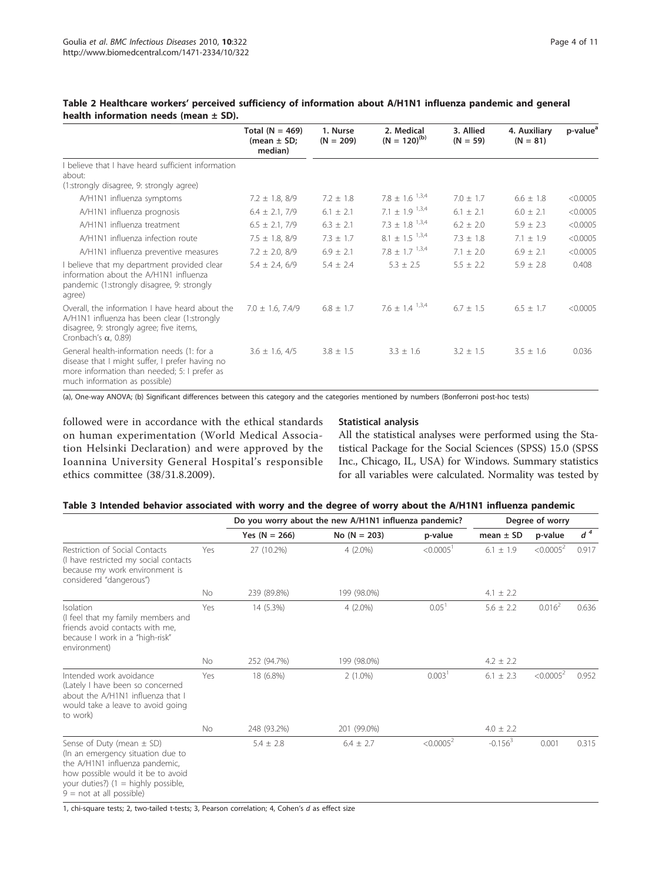**Table 2 Healthcare workers' perceived sufficiency of information about A/H1N1 influenza pandemic and general health information needs (mean ± SD).**

| | Total (N = 469) (mean ± SD; median) | 1. Nurse (N = 209) | 2. Medical (N = 120)[(b)] | 3. Allied (N = 59) | 4. Auxiliary (N = 81) | p-value[a] |
|---|---|---|---|---|---|---|
| I believe that I have heard sufficient information about: (1:strongly disagree, 9: strongly agree) | | | | | | |
| A/H1N1 influenza symptoms | 7.2 ± 1.8, 8/9 | 7.2 ± 1.8 | 7.8 ± 1.6 [1,3,4] | 7.0 ± 1.7 | 6.6 ± 1.8 | <0.0005 |
| A/H1N1 influenza prognosis | 6.4 ± 2.1, 7/9 | 6.1 ± 2.1 | 7.1 ± 1.9 [1,3,4] | 6.1 ± 2.1 | 6.0 ± 2.1 | <0.0005 |
| A/H1N1 influenza treatment | 6.5 ± 2.1, 7/9 | 6.3 ± 2.1 | 7.3 ± 1.8 [1,3,4] | 6.2 ± 2.0 | 5.9 ± 2.3 | <0.0005 |
| A/H1N1 influenza infection route | 7.5 ± 1.8, 8/9 | 7.3 ± 1.7 | 8.1 ± 1.5 [1,3,4] | 7.3 ± 1.8 | 7.1 ± 1.9 | <0.0005 |
| A/H1N1 influenza preventive measures | 7.2 ± 2.0, 8/9 | 6.9 ± 2.1 | 7.8 ± 1.7 [1,3,4] | 7.1 ± 2.0 | 6.9 ± 2.1 | <0.0005 |
| I believe that my department provided clear information about the A/H1N1 influenza pandemic (1:strongly disagree, 9: strongly agree) | 5.4 ± 2.4, 6/9 | 5.4 ± 2.4 | 5.3 ± 2.5 | 5.5 ± 2.2 | 5.9 ± 2.8 | 0.408 |
| Overall, the information I have heard about the A/H1N1 influenza has been clear (1:strongly disagree, 9: strongly agree; five items, Cronbach's α, 0.89) | 7.0 ± 1.6, 7.4/9 | 6.8 ± 1.7 | 7.6 ± 1.4 [1,3,4] | 6.7 ± 1.5 | 6.5 ± 1.7 | <0.0005 |
| General health-information needs (1: for a disease that I might suffer, I prefer having no more information than needed; 5: I prefer as much information as possible) | 3.6 ± 1.6, 4/5 | 3.8 ± 1.5 | 3.3 ± 1.6 | 3.2 ± 1.5 | 3.5 ± 1.6 | 0.036 |

(a), One-way ANOVA; (b) Significant differences between this category and the categories mentioned by numbers (Bonferroni post-hoc tests)

followed were in accordance with the ethical standards on human experimentation (World Medical Association Helsinki Declaration) and were approved by the Ioannina University General Hospital's responsible ethics committee (38/31.8.2009).

### Statistical analysis

All the statistical analyses were performed using the Statistical Package for the Social Sciences (SPSS) 15.0 (SPSS Inc., Chicago, IL, USA) for Windows. Summary statistics for all variables were calculated. Normality was tested by

**Table 3 Intended behavior associated with worry and the degree of worry about the A/H1N1 influenza pandemic**

| | | Do you worry about the new A/H1N1 influenza pandemic? | | | Degree of worry | | |
|---|---|---|---|---|---|---|---|
| | | Yes (N = 266) | No (N = 203) | p-value | mean ± SD | p-value | $d$ [4] |
| Restriction of Social Contacts (I have restricted my social contacts because my work environment is considered "dangerous") | Yes | 27 (10.2%) | 4 (2.0%) | <0.0005[1] | 6.1 ± 1.9 | <0.0005[2] | 0.917 |
| | No | 239 (89.8%) | 199 (98.0%) | | 4.1 ± 2.2 | | |
| Isolation (I feel that my family members and friends avoid contacts with me, because I work in a "high-risk" environment) | Yes | 14 (5.3%) | 4 (2.0%) | 0.05[1] | 5.6 ± 2.2 | 0.016[2] | 0.636 |
| | No | 252 (94.7%) | 199 (98.0%) | | 4.2 ± 2.2 | | |
| Intended work avoidance (Lately I have been so concerned about the A/H1N1 influenza that I would take a leave to avoid going to work) | Yes | 18 (6.8%) | 2 (1.0%) | 0.003[1] | 6.1 ± 2.3 | <0.0005[2] | 0.952 |
| | No | 248 (93.2%) | 201 (99.0%) | | 4.0 ± 2.2 | | |
| Sense of Duty (mean ± SD) (In an emergency situation due to the A/H1N1 influenza pandemic, how possible would it be to avoid your duties?) (1 = highly possible, 9 = not at all possible) | | 5.4 ± 2.8 | 6.4 ± 2.7 | <0.0005[2] | -0.156[3] | 0.001 | 0.315 |

1, chi-square tests; 2, two-tailed t-tests; 3, Pearson correlation; 4, Cohen's *d* as effect size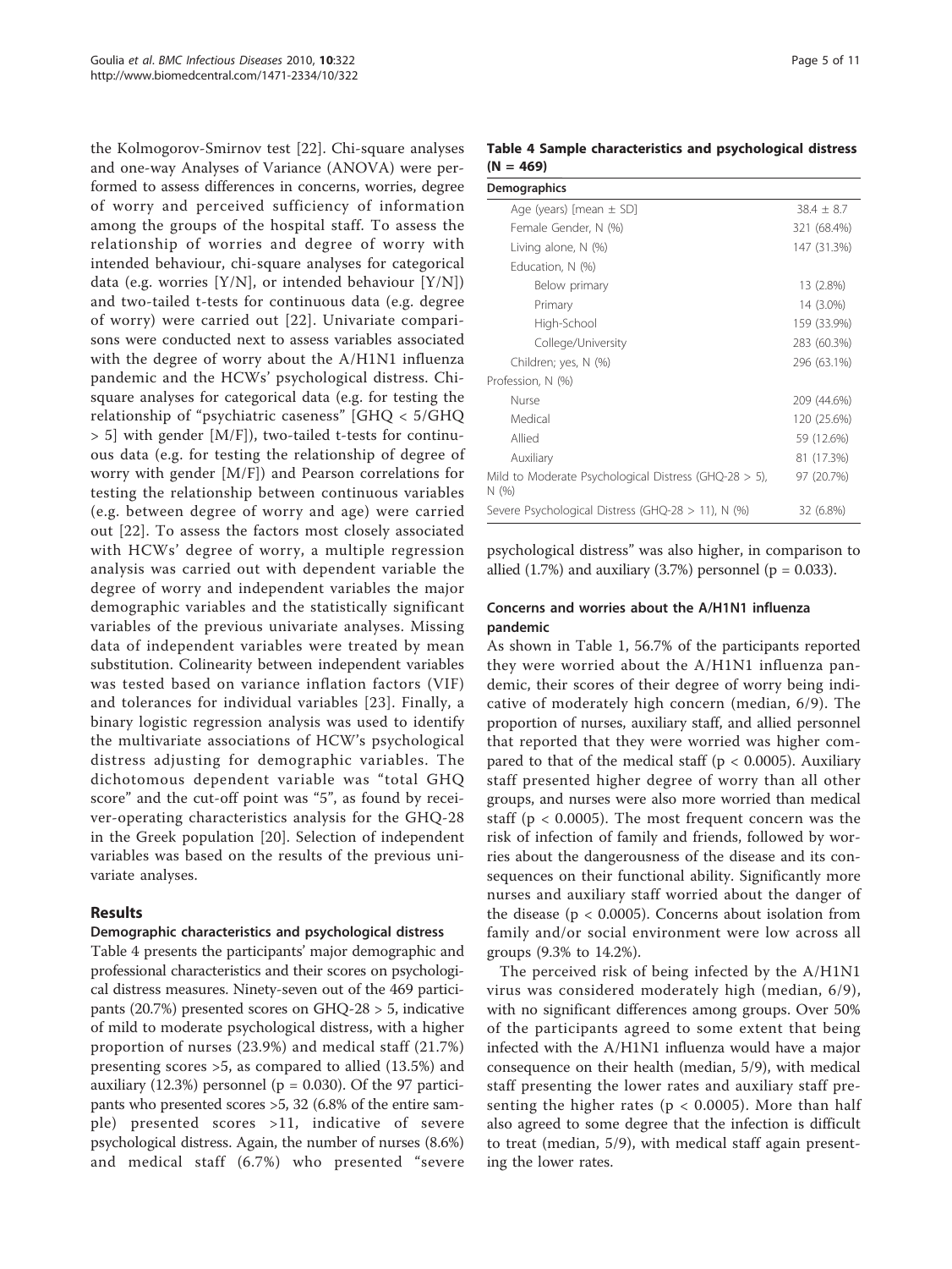the Kolmogorov-Smirnov test [22]. Chi-square analyses and one-way Analyses of Variance (ANOVA) were performed to assess differences in concerns, worries, degree of worry and perceived sufficiency of information among the groups of the hospital staff. To assess the relationship of worries and degree of worry with intended behaviour, chi-square analyses for categorical data (e.g. worries [Y/N], or intended behaviour [Y/N]) and two-tailed t-tests for continuous data (e.g. degree of worry) were carried out [22]. Univariate comparisons were conducted next to assess variables associated with the degree of worry about the A/H1N1 influenza pandemic and the HCWs' psychological distress. Chi-square analyses for categorical data (e.g. for testing the relationship of "psychiatric caseness" [GHQ < 5/GHQ > 5] with gender [M/F]), two-tailed t-tests for continuous data (e.g. for testing the relationship of degree of worry with gender [M/F]) and Pearson correlations for testing the relationship between continuous variables (e.g. between degree of worry and age) were carried out [22]. To assess the factors most closely associated with HCWs' degree of worry, a multiple regression analysis was carried out with dependent variable the degree of worry and independent variables the major demographic variables and the statistically significant variables of the previous univariate analyses. Missing data of independent variables were treated by mean substitution. Colinearity between independent variables was tested based on variance inflation factors (VIF) and tolerances for individual variables [23]. Finally, a binary logistic regression analysis was used to identify the multivariate associations of HCW's psychological distress adjusting for demographic variables. The dichotomous dependent variable was "total GHQ score" and the cut-off point was "5", as found by receiver-operating characteristics analysis for the GHQ-28 in the Greek population [20]. Selection of independent variables was based on the results of the previous univariate analyses.

## Results

### Demographic characteristics and psychological distress

Table 4 presents the participants' major demographic and professional characteristics and their scores on psychological distress measures. Ninety-seven out of the 469 participants (20.7%) presented scores on GHQ-28 > 5, indicative of mild to moderate psychological distress, with a higher proportion of nurses (23.9%) and medical staff (21.7%) presenting scores >5, as compared to allied (13.5%) and auxiliary (12.3%) personnel ($p = 0.030$). Of the 97 participants who presented scores >5, 32 (6.8% of the entire sample) presented scores >11, indicative of severe psychological distress. Again, the number of nurses (8.6%) and medical staff (6.7%) who presented "severe psychological distress" was also higher, in comparison to allied (1.7%) and auxiliary (3.7%) personnel ($p = 0.033$).

**Table 4 Sample characteristics and psychological distress (N = 469)**

| Demographics | |
|---|---|
| Age (years) [mean ± SD] | 38.4 ± 8.7 |
| Female Gender, N (%) | 321 (68.4%) |
| Living alone, N (%) | 147 (31.3%) |
| Education, N (%) | |
| Below primary | 13 (2.8%) |
| Primary | 14 (3.0%) |
| High-School | 159 (33.9%) |
| College/University | 283 (60.3%) |
| Children; yes, N (%) | 296 (63.1%) |
| Profession, N (%) | |
| Nurse | 209 (44.6%) |
| Medical | 120 (25.6%) |
| Allied | 59 (12.6%) |
| Auxiliary | 81 (17.3%) |
| Mild to Moderate Psychological Distress (GHQ-28 > 5), N (%) | 97 (20.7%) |
| Severe Psychological Distress (GHQ-28 > 11), N (%) | 32 (6.8%) |

### Concerns and worries about the A/H1N1 influenza pandemic

As shown in Table 1, 56.7% of the participants reported they were worried about the A/H1N1 influenza pandemic, their scores of their degree of worry being indicative of moderately high concern (median, 6/9). The proportion of nurses, auxiliary staff, and allied personnel that reported that they were worried was higher compared to that of the medical staff ($p < 0.0005$). Auxiliary staff presented higher degree of worry than all other groups, and nurses were also more worried than medical staff ($p < 0.0005$). The most frequent concern was the risk of infection of family and friends, followed by worries about the dangerousness of the disease and its consequences on their functional ability. Significantly more nurses and auxiliary staff worried about the danger of the disease ($p < 0.0005$). Concerns about isolation from family and/or social environment were low across all groups (9.3% to 14.2%).

The perceived risk of being infected by the A/H1N1 virus was considered moderately high (median, 6/9), with no significant differences among groups. Over 50% of the participants agreed to some extent that being infected with the A/H1N1 influenza would have a major consequence on their health (median, 5/9), with medical staff presenting the lower rates and auxiliary staff presenting the higher rates ($p < 0.0005$). More than half also agreed to some degree that the infection is difficult to treat (median, 5/9), with medical staff again presenting the lower rates.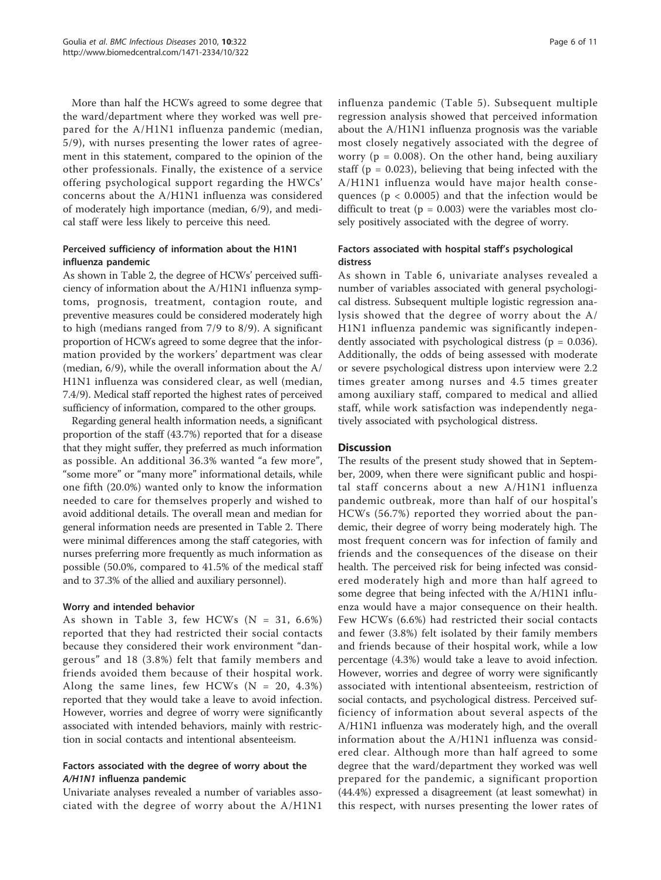More than half the HCWs agreed to some degree that the ward/department where they worked was well prepared for the A/H1N1 influenza pandemic (median, 5/9), with nurses presenting the lower rates of agreement in this statement, compared to the opinion of the other professionals. Finally, the existence of a service offering psychological support regarding the HWCs' concerns about the A/H1N1 influenza was considered of moderately high importance (median, 6/9), and medical staff were less likely to perceive this need.

### Perceived sufficiency of information about the H1N1 influenza pandemic

As shown in Table 2, the degree of HCWs' perceived sufficiency of information about the A/H1N1 influenza symptoms, prognosis, treatment, contagion route, and preventive measures could be considered moderately high to high (medians ranged from 7/9 to 8/9). A significant proportion of HCWs agreed to some degree that the information provided by the workers' department was clear (median, 6/9), while the overall information about the A/H1N1 influenza was considered clear, as well (median, 7.4/9). Medical staff reported the highest rates of perceived sufficiency of information, compared to the other groups.

Regarding general health information needs, a significant proportion of the staff (43.7%) reported that for a disease that they might suffer, they preferred as much information as possible. An additional 36.3% wanted "a few more", "some more" or "many more" informational details, while one fifth (20.0%) wanted only to know the information needed to care for themselves properly and wished to avoid additional details. The overall mean and median for general information needs are presented in Table 2. There were minimal differences among the staff categories, with nurses preferring more frequently as much information as possible (50.0%, compared to 41.5% of the medical staff and to 37.3% of the allied and auxiliary personnel).

### Worry and intended behavior

As shown in Table 3, few HCWs (N = 31, 6.6%) reported that they had restricted their social contacts because they considered their work environment "dangerous" and 18 (3.8%) felt that family members and friends avoided them because of their hospital work. Along the same lines, few HCWs (N = 20, 4.3%) reported that they would take a leave to avoid infection. However, worries and degree of worry were significantly associated with intended behaviors, mainly with restriction in social contacts and intentional absenteeism.

### Factors associated with the degree of worry about the *A/H1N1* influenza pandemic

Univariate analyses revealed a number of variables associated with the degree of worry about the A/H1N1 influenza pandemic (Table 5). Subsequent multiple regression analysis showed that perceived information about the A/H1N1 influenza prognosis was the variable most closely negatively associated with the degree of worry ($p = 0.008$). On the other hand, being auxiliary staff ($p = 0.023$), believing that being infected with the A/H1N1 influenza would have major health consequences ($p < 0.0005$) and that the infection would be difficult to treat ($p = 0.003$) were the variables most closely positively associated with the degree of worry.

### Factors associated with hospital staff's psychological distress

As shown in Table 6, univariate analyses revealed a number of variables associated with general psychological distress. Subsequent multiple logistic regression analysis showed that the degree of worry about the A/H1N1 influenza pandemic was significantly independently associated with psychological distress ($p = 0.036$). Additionally, the odds of being assessed with moderate or severe psychological distress upon interview were 2.2 times greater among nurses and 4.5 times greater among auxiliary staff, compared to medical and allied staff, while work satisfaction was independently negatively associated with psychological distress.

## Discussion

The results of the present study showed that in September, 2009, when there were significant public and hospital staff concerns about a new A/H1N1 influenza pandemic outbreak, more than half of our hospital's HCWs (56.7%) reported they worried about the pandemic, their degree of worry being moderately high. The most frequent concern was for infection of family and friends and the consequences of the disease on their health. The perceived risk for being infected was considered moderately high and more than half agreed to some degree that being infected with the A/H1N1 influenza would have a major consequence on their health. Few HCWs (6.6%) had restricted their social contacts and fewer (3.8%) felt isolated by their family members and friends because of their hospital work, while a low percentage (4.3%) would take a leave to avoid infection. However, worries and degree of worry were significantly associated with intentional absenteeism, restriction of social contacts, and psychological distress. Perceived sufficiency of information about several aspects of the A/H1N1 influenza was moderately high, and the overall information about the A/H1N1 influenza was considered clear. Although more than half agreed to some degree that the ward/department they worked was well prepared for the pandemic, a significant proportion (44.4%) expressed a disagreement (at least somewhat) in this respect, with nurses presenting the lower rates of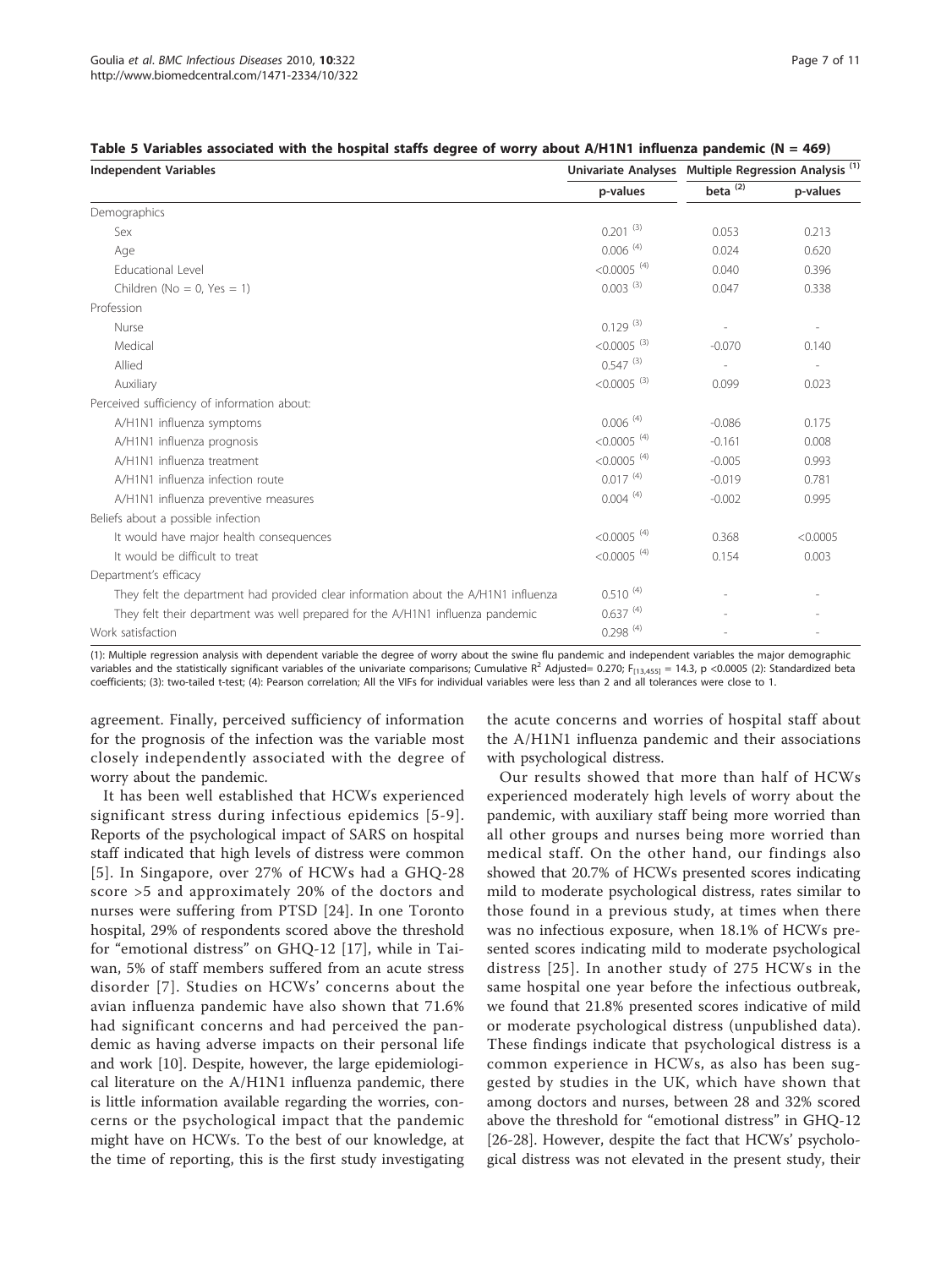**Table 5 Variables associated with the hospital staffs degree of worry about A/H1N1 influenza pandemic (N = 469)**

| Independent Variables | Univariate Analyses | Multiple Regression Analysis [(1)] | |
|---|---|---|---|
| | p-values | beta [(2)] | p-values |
| Demographics | | | |
| Sex | 0.201 [(3)] | 0.053 | 0.213 |
| Age | 0.006 [(4)] | 0.024 | 0.620 |
| Educational Level | <0.0005 [(4)] | 0.040 | 0.396 |
| Children (No = 0, Yes = 1) | 0.003 [(3)] | 0.047 | 0.338 |
| Profession | | | |
| Nurse | 0.129 [(3)] | - | - |
| Medical | <0.0005 [(3)] | -0.070 | 0.140 |
| Allied | 0.547 [(3)] | - | - |
| Auxiliary | <0.0005 [(3)] | 0.099 | 0.023 |
| Perceived sufficiency of information about: | | | |
| A/H1N1 influenza symptoms | 0.006 [(4)] | -0.086 | 0.175 |
| A/H1N1 influenza prognosis | <0.0005 [(4)] | -0.161 | 0.008 |
| A/H1N1 influenza treatment | <0.0005 [(4)] | -0.005 | 0.993 |
| A/H1N1 influenza infection route | 0.017 [(4)] | -0.019 | 0.781 |
| A/H1N1 influenza preventive measures | 0.004 [(4)] | -0.002 | 0.995 |
| Beliefs about a possible infection | | | |
| It would have major health consequences | <0.0005 [(4)] | 0.368 | <0.0005 |
| It would be difficult to treat | <0.0005 [(4)] | 0.154 | 0.003 |
| Department's efficacy | | | |
| They felt the department had provided clear information about the A/H1N1 influenza | 0.510 [(4)] | - | - |
| They felt their department was well prepared for the A/H1N1 influenza pandemic | 0.637 [(4)] | - | - |
| Work satisfaction | 0.298 [(4)] | - | - |

(1): Multiple regression analysis with dependent variable the degree of worry about the swine flu pandemic and independent variables the major demographic variables and the statistically significant variables of the univariate comparisons; Cumulative $R^2$ Adjusted= 0.270; $F_{[13,455]}$ = 14.3, p <0.0005 (2): Standardized beta coefficients; (3): two-tailed t-test; (4): Pearson correlation; All the VIFs for individual variables were less than 2 and all tolerances were close to 1.

agreement. Finally, perceived sufficiency of information for the prognosis of the infection was the variable most closely independently associated with the degree of worry about the pandemic.

It has been well established that HCWs experienced significant stress during infectious epidemics [5-9]. Reports of the psychological impact of SARS on hospital staff indicated that high levels of distress were common [5]. In Singapore, over 27% of HCWs had a GHQ-28 score >5 and approximately 20% of the doctors and nurses were suffering from PTSD [24]. In one Toronto hospital, 29% of respondents scored above the threshold for "emotional distress" on GHQ-12 [17], while in Taiwan, 5% of staff members suffered from an acute stress disorder [7]. Studies on HCWs' concerns about the avian influenza pandemic have also shown that 71.6% had significant concerns and had perceived the pandemic as having adverse impacts on their personal life and work [10]. Despite, however, the large epidemiological literature on the A/H1N1 influenza pandemic, there is little information available regarding the worries, concerns or the psychological impact that the pandemic might have on HCWs. To the best of our knowledge, at the time of reporting, this is the first study investigating the acute concerns and worries of hospital staff about the A/H1N1 influenza pandemic and their associations with psychological distress.

Our results showed that more than half of HCWs experienced moderately high levels of worry about the pandemic, with auxiliary staff being more worried than all other groups and nurses being more worried than medical staff. On the other hand, our findings also showed that 20.7% of HCWs presented scores indicating mild to moderate psychological distress, rates similar to those found in a previous study, at times when there was no infectious exposure, when 18.1% of HCWs presented scores indicating mild to moderate psychological distress [25]. In another study of 275 HCWs in the same hospital one year before the infectious outbreak, we found that 21.8% presented scores indicative of mild or moderate psychological distress (unpublished data). These findings indicate that psychological distress is a common experience in HCWs, as also has been suggested by studies in the UK, which have shown that among doctors and nurses, between 28 and 32% scored above the threshold for "emotional distress" in GHQ-12 [26-28]. However, despite the fact that HCWs' psychological distress was not elevated in the present study, their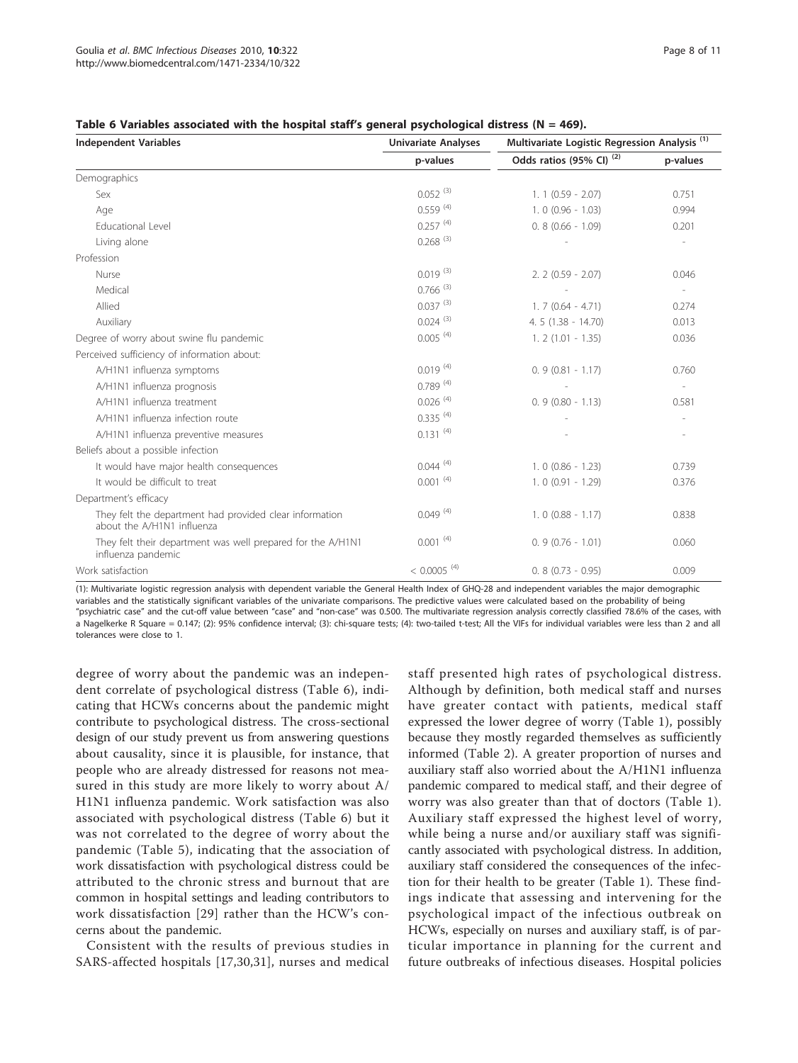**Table 6 Variables associated with the hospital staff's general psychological distress (N = 469).**

| Independent Variables | Univariate Analyses | Multivariate Logistic Regression Analysis (1) | |
|---|---|---|---|
| | p-values | Odds ratios (95% CI) (2) | p-values |
| Demographics | | | |
| Sex | 0.052 (3) | 1. 1 (0.59 - 2.07) | 0.751 |
| Age | 0.559 (4) | 1. 0 (0.96 - 1.03) | 0.994 |
| Educational Level | 0.257 (4) | 0. 8 (0.66 - 1.09) | 0.201 |
| Living alone | 0.268 (3) | - | - |
| Profession | | | |
| Nurse | 0.019 (3) | 2. 2 (0.59 - 2.07) | 0.046 |
| Medical | 0.766 (3) | - | - |
| Allied | 0.037 (3) | 1. 7 (0.64 - 4.71) | 0.274 |
| Auxiliary | 0.024 (3) | 4. 5 (1.38 - 14.70) | 0.013 |
| Degree of worry about swine flu pandemic | 0.005 (4) | 1. 2 (1.01 - 1.35) | 0.036 |
| Perceived sufficiency of information about: | | | |
| A/H1N1 influenza symptoms | 0.019 (4) | 0. 9 (0.81 - 1.17) | 0.760 |
| A/H1N1 influenza prognosis | 0.789 (4) | - | - |
| A/H1N1 influenza treatment | 0.026 (4) | 0. 9 (0.80 - 1.13) | 0.581 |
| A/H1N1 influenza infection route | 0.335 (4) | - | - |
| A/H1N1 influenza preventive measures | 0.131 (4) | - | - |
| Beliefs about a possible infection | | | |
| It would have major health consequences | 0.044 (4) | 1. 0 (0.86 - 1.23) | 0.739 |
| It would be difficult to treat | 0.001 (4) | 1. 0 (0.91 - 1.29) | 0.376 |
| Department's efficacy | | | |
| They felt the department had provided clear information about the A/H1N1 influenza | 0.049 (4) | 1. 0 (0.88 - 1.17) | 0.838 |
| They felt their department was well prepared for the A/H1N1 influenza pandemic | 0.001 (4) | 0. 9 (0.76 - 1.01) | 0.060 |
| Work satisfaction | < 0.0005 (4) | 0. 8 (0.73 - 0.95) | 0.009 |

(1): Multivariate logistic regression analysis with dependent variable the General Health Index of GHQ-28 and independent variables the major demographic variables and the statistically significant variables of the univariate comparisons. The predictive values were calculated based on the probability of being "psychiatric case" and the cut-off value between "case" and "non-case" was 0.500. The multivariate regression analysis correctly classified 78.6% of the cases, with a Nagelkerke R Square = 0.147; (2): 95% confidence interval; (3): chi-square tests; (4): two-tailed t-test; All the VIFs for individual variables were less than 2 and all tolerances were close to 1.

degree of worry about the pandemic was an independent correlate of psychological distress (Table 6), indicating that HCWs concerns about the pandemic might contribute to psychological distress. The cross-sectional design of our study prevent us from answering questions about causality, since it is plausible, for instance, that people who are already distressed for reasons not measured in this study are more likely to worry about A/H1N1 influenza pandemic. Work satisfaction was also associated with psychological distress (Table 6) but it was not correlated to the degree of worry about the pandemic (Table 5), indicating that the association of work dissatisfaction with psychological distress could be attributed to the chronic stress and burnout that are common in hospital settings and leading contributors to work dissatisfaction [29] rather than the HCW's concerns about the pandemic.

Consistent with the results of previous studies in SARS-affected hospitals [17,30,31], nurses and medical staff presented high rates of psychological distress. Although by definition, both medical staff and nurses have greater contact with patients, medical staff expressed the lower degree of worry (Table 1), possibly because they mostly regarded themselves as sufficiently informed (Table 2). A greater proportion of nurses and auxiliary staff also worried about the A/H1N1 influenza pandemic compared to medical staff, and their degree of worry was also greater than that of doctors (Table 1). Auxiliary staff expressed the highest level of worry, while being a nurse and/or auxiliary staff was significantly associated with psychological distress. In addition, auxiliary staff considered the consequences of the infection for their health to be greater (Table 1). These findings indicate that assessing and intervening for the psychological impact of the infectious outbreak on HCWs, especially on nurses and auxiliary staff, is of particular importance in planning for the current and future outbreaks of infectious diseases. Hospital policies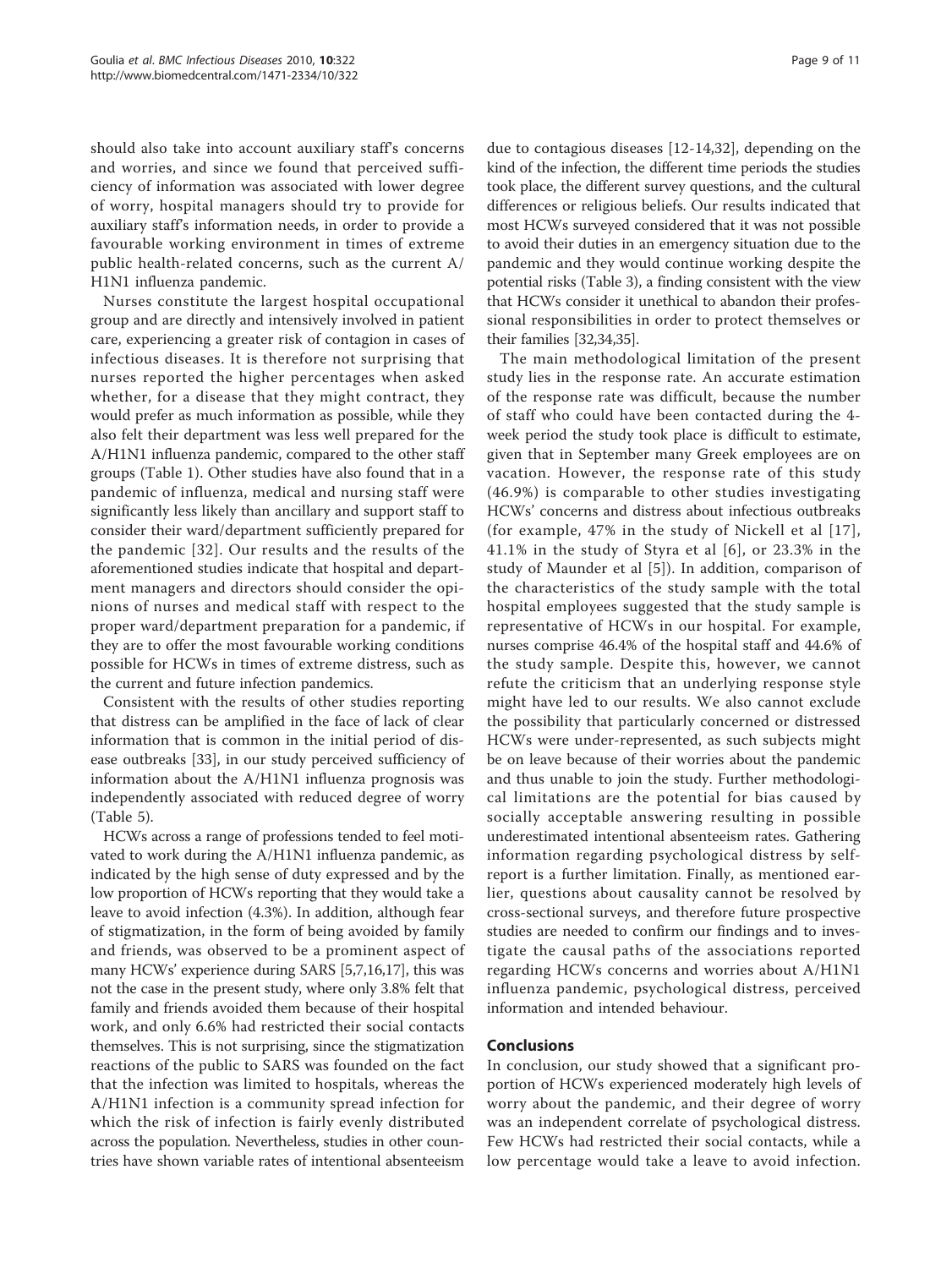should also take into account auxiliary staff's concerns and worries, and since we found that perceived sufficiency of information was associated with lower degree of worry, hospital managers should try to provide for auxiliary staff's information needs, in order to provide a favourable working environment in times of extreme public health-related concerns, such as the current A/H1N1 influenza pandemic.

Nurses constitute the largest hospital occupational group and are directly and intensively involved in patient care, experiencing a greater risk of contagion in cases of infectious diseases. It is therefore not surprising that nurses reported the higher percentages when asked whether, for a disease that they might contract, they would prefer as much information as possible, while they also felt their department was less well prepared for the A/H1N1 influenza pandemic, compared to the other staff groups (Table 1). Other studies have also found that in a pandemic of influenza, medical and nursing staff were significantly less likely than ancillary and support staff to consider their ward/department sufficiently prepared for the pandemic [32]. Our results and the results of the aforementioned studies indicate that hospital and department managers and directors should consider the opinions of nurses and medical staff with respect to the proper ward/department preparation for a pandemic, if they are to offer the most favourable working conditions possible for HCWs in times of extreme distress, such as the current and future infection pandemics.

Consistent with the results of other studies reporting that distress can be amplified in the face of lack of clear information that is common in the initial period of disease outbreaks [33], in our study perceived sufficiency of information about the A/H1N1 influenza prognosis was independently associated with reduced degree of worry (Table 5).

HCWs across a range of professions tended to feel motivated to work during the A/H1N1 influenza pandemic, as indicated by the high sense of duty expressed and by the low proportion of HCWs reporting that they would take a leave to avoid infection (4.3%). In addition, although fear of stigmatization, in the form of being avoided by family and friends, was observed to be a prominent aspect of many HCWs' experience during SARS [5,7,16,17], this was not the case in the present study, where only 3.8% felt that family and friends avoided them because of their hospital work, and only 6.6% had restricted their social contacts themselves. This is not surprising, since the stigmatization reactions of the public to SARS was founded on the fact that the infection was limited to hospitals, whereas the A/H1N1 infection is a community spread infection for which the risk of infection is fairly evenly distributed across the population. Nevertheless, studies in other countries have shown variable rates of intentional absenteeism due to contagious diseases [12-14,32], depending on the kind of the infection, the different time periods the studies took place, the different survey questions, and the cultural differences or religious beliefs. Our results indicated that most HCWs surveyed considered that it was not possible to avoid their duties in an emergency situation due to the pandemic and they would continue working despite the potential risks (Table 3), a finding consistent with the view that HCWs consider it unethical to abandon their professional responsibilities in order to protect themselves or their families [32,34,35].

The main methodological limitation of the present study lies in the response rate. An accurate estimation of the response rate was difficult, because the number of staff who could have been contacted during the 4-week period the study took place is difficult to estimate, given that in September many Greek employees are on vacation. However, the response rate of this study (46.9%) is comparable to other studies investigating HCWs' concerns and distress about infectious outbreaks (for example, 47% in the study of Nickell et al [17], 41.1% in the study of Styra et al [6], or 23.3% in the study of Maunder et al [5]). In addition, comparison of the characteristics of the study sample with the total hospital employees suggested that the study sample is representative of HCWs in our hospital. For example, nurses comprise 46.4% of the hospital staff and 44.6% of the study sample. Despite this, however, we cannot refute the criticism that an underlying response style might have led to our results. We also cannot exclude the possibility that particularly concerned or distressed HCWs were under-represented, as such subjects might be on leave because of their worries about the pandemic and thus unable to join the study. Further methodological limitations are the potential for bias caused by socially acceptable answering resulting in possible underestimated intentional absenteeism rates. Gathering information regarding psychological distress by self-report is a further limitation. Finally, as mentioned earlier, questions about causality cannot be resolved by cross-sectional surveys, and therefore future prospective studies are needed to confirm our findings and to investigate the causal paths of the associations reported regarding HCWs concerns and worries about A/H1N1 influenza pandemic, psychological distress, perceived information and intended behaviour.

## Conclusions

In conclusion, our study showed that a significant proportion of HCWs experienced moderately high levels of worry about the pandemic, and their degree of worry was an independent correlate of psychological distress. Few HCWs had restricted their social contacts, while a low percentage would take a leave to avoid infection.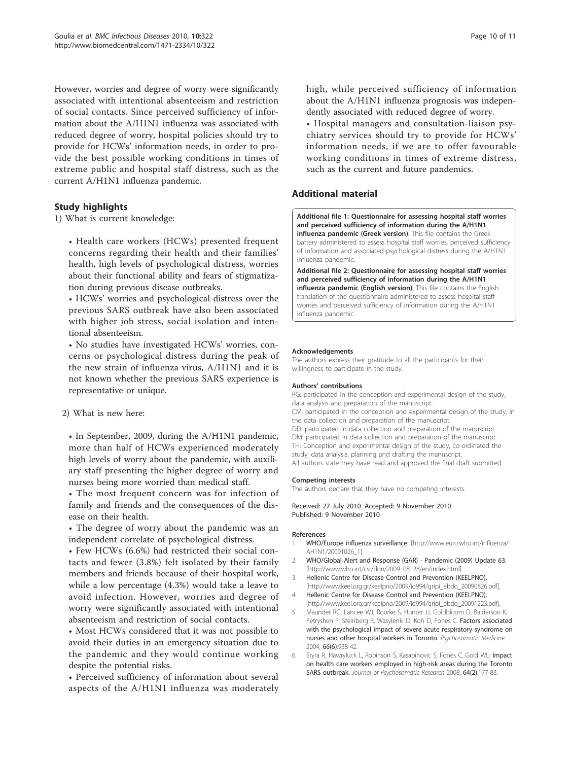However, worries and degree of worry were significantly associated with intentional absenteeism and restriction of social contacts. Since perceived sufficiency of information about the A/H1N1 influenza was associated with reduced degree of worry, hospital policies should try to provide for HCWs' information needs, in order to provide the best possible working conditions in times of extreme public and hospital staff distress, such as the current A/H1N1 influenza pandemic.

## Study highlights

1) What is current knowledge:

- Health care workers (HCWs) presented frequent concerns regarding their health and their families' health, high levels of psychological distress, worries about their functional ability and fears of stigmatization during previous disease outbreaks.
- HCWs' worries and psychological distress over the previous SARS outbreak have also been associated with higher job stress, social isolation and intentional absenteeism.
- No studies have investigated HCWs' worries, concerns or psychological distress during the peak of the new strain of influenza virus, A/H1N1 and it is not known whether the previous SARS experience is representative or unique.

2) What is new here:

- In September, 2009, during the A/H1N1 pandemic, more than half of HCWs experienced moderately high levels of worry about the pandemic, with auxiliary staff presenting the higher degree of worry and nurses being more worried than medical staff.
- The most frequent concern was for infection of family and friends and the consequences of the disease on their health.
- The degree of worry about the pandemic was an independent correlate of psychological distress.
- Few HCWs (6.6%) had restricted their social contacts and fewer (3.8%) felt isolated by their family members and friends because of their hospital work, while a low percentage (4.3%) would take a leave to avoid infection. However, worries and degree of worry were significantly associated with intentional absenteeism and restriction of social contacts.
- Most HCWs considered that it was not possible to avoid their duties in an emergency situation due to the pandemic and they would continue working despite the potential risks.
- Perceived sufficiency of information about several aspects of the A/H1N1 influenza was moderately high, while perceived sufficiency of information about the A/H1N1 influenza prognosis was independently associated with reduced degree of worry.
- Hospital managers and consultation-liaison psychiatry services should try to provide for HCWs' information needs, if we are to offer favourable working conditions in times of extreme distress, such as the current and future pandemics.

## Additional material

**Additional file 1: Questionnaire for assessing hospital staff worries and perceived sufficiency of information during the A/H1N1 influenza pandemic (Greek version)**. This file contains the Greek battery administered to assess hospital staff worries, perceived sufficiency of information and associated psychological distress during the A/H1N1 influenza pandemic.

**Additional file 2: Questionnaire for assessing hospital staff worries and perceived sufficiency of information during the A/H1N1 influenza pandemic (English version)**. This file contains the English translation of the questionnaire administered to assess hospital staff worries and perceived sufficiency of information during the A/H1N1 influenza pandemic.

#### Acknowledgements

The authors express their gratitude to all the participants for their willingness to participate in the study.

#### Authors' contributions

PG: participated in the conception and experimental design of the study, data analysis and preparation of the manuscript.
CM: participated in the conception and experimental design of the study, in the data collection and preparation of the manuscript.
DD: participated in data collection and preparation of the manuscript
DM: participated in data collection and preparation of the manuscript.
TH: Conception and experimental design of the study, co-ordinated the study, data analysis, planning and drafting the manuscript.
All authors state they have read and approved the final draft submitted.

#### Competing interests

The authors declare that they have no competing interests.

Received: 27 July 2010 Accepted: 9 November 2010
Published: 9 November 2010

#### References

1. WHO/Europe influenza surveillance. [http://www.euro.who.int/influenza/AH1N1/20091026_1].
2. WHO/Global Alert and Response (GAR) - Pandemic (2009) Update 63. [http://www.who.int/csr/don/2009_08_28/en/index.html].
3. Hellenic Centre for Disease Control and Prevention (KEELPNO). [http://www.keel.org.gr/keelpno/2009/id994/gripi_ebdo_20090826.pdf].
4. Hellenic Centre for Disease Control and Prevention (KEELPNO). [http://www.keel.org.gr/keelpno/2009/id994/gripi_ebdo_20091223.pdf].
5. Maunder RG, Lancee WJ, Rourke S, Hunter JJ, Goldbloom D, Balderson K, Petryshen P, Steinberg R, Wasylenki D, Koh D, Fones C: **Factors associated with the psychological impact of severe acute respiratory syndrome on nurses and other hospital workers in Toronto.** *Psychosomatic Medicine* 2004, **66(6)**:938-42.
6. Styra R, Hawryluck L, Robinson S, Kasapinovic S, Fones C, Gold WL: **Impact on health care workers employed in high-risk areas during the Toronto SARS outbreak.** *Journal of Psychosomatic Research* 2008, **64(2)**:177-83.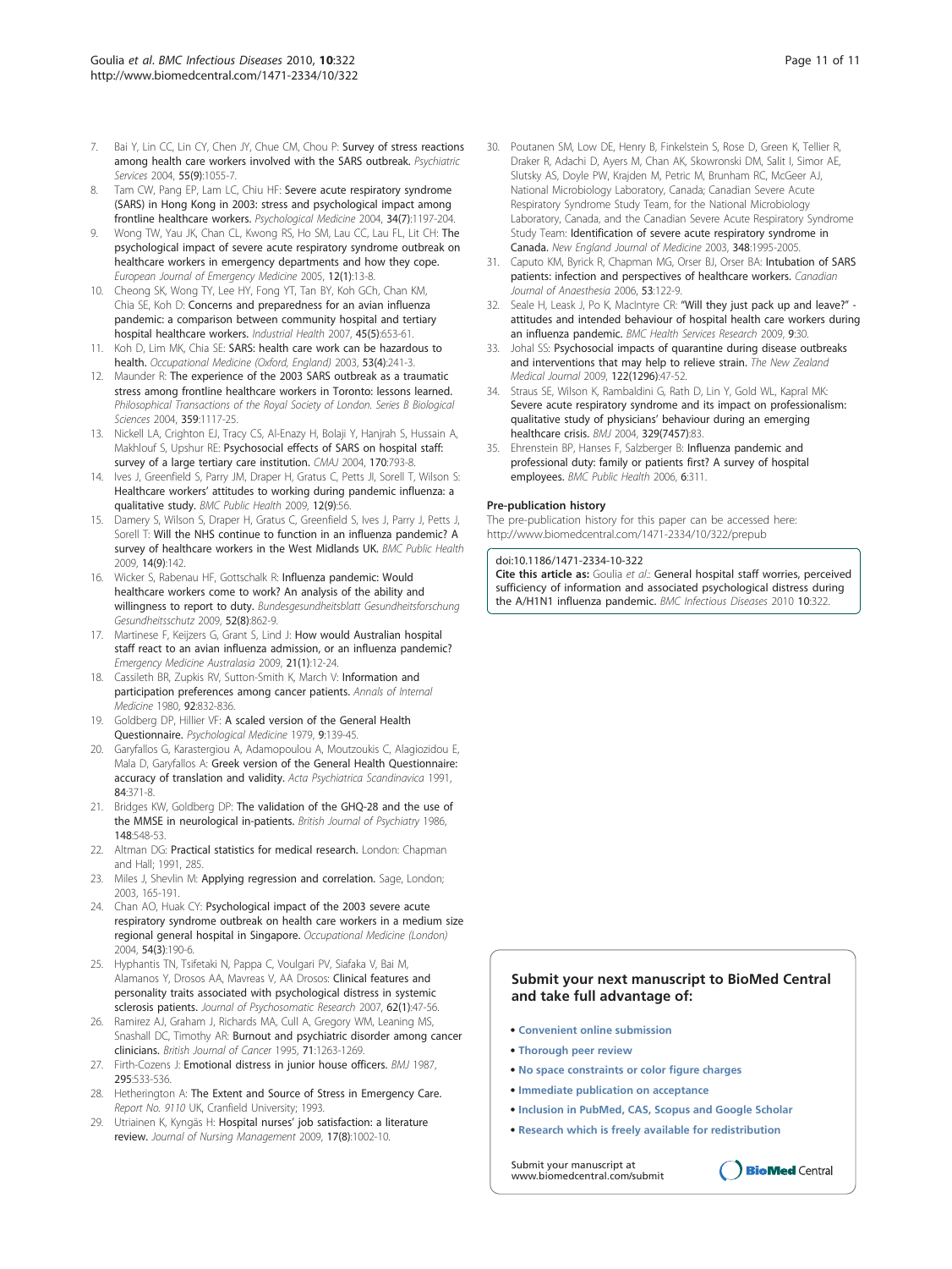7. Bai Y, Lin CC, Lin CY, Chen JY, Chue CM, Chou P: **Survey of stress reactions among health care workers involved with the SARS outbreak.** *Psychiatric Services* 2004, **55(9)**:1055-7.
8. Tam CW, Pang EP, Lam LC, Chiu HF: **Severe acute respiratory syndrome (SARS) in Hong Kong in 2003: stress and psychological impact among frontline healthcare workers.** *Psychological Medicine* 2004, **34(7)**:1197-204.
9. Wong TW, Yau JK, Chan CL, Kwong RS, Ho SM, Lau CC, Lau FL, Lit CH: **The psychological impact of severe acute respiratory syndrome outbreak on healthcare workers in emergency departments and how they cope.** *European Journal of Emergency Medicine* 2005, **12(1)**:13-8.
10. Cheong SK, Wong TY, Lee HY, Fong YT, Tan BY, Koh GCh, Chan KM, Chia SE, Koh D: **Concerns and preparedness for an avian influenza pandemic: a comparison between community hospital and tertiary hospital healthcare workers.** *Industrial Health* 2007, **45(5)**:653-61.
11. Koh D, Lim MK, Chia SE: **SARS: health care work can be hazardous to health.** *Occupational Medicine (Oxford, England)* 2003, **53(4)**:241-3.
12. Maunder R: **The experience of the 2003 SARS outbreak as a traumatic stress among frontline healthcare workers in Toronto: lessons learned.** *Philosophical Transactions of the Royal Society of London. Series B Biological Sciences* 2004, **359**:1117-25.
13. Nickell LA, Crighton EJ, Tracy CS, Al-Enazy H, Bolaji Y, Hanjrah S, Hussain A, Makhlouf S, Upshur RE: **Psychosocial effects of SARS on hospital staff: survey of a large tertiary care institution.** *CMAJ* 2004, **170**:793-8.
14. Ives J, Greenfield S, Parry JM, Draper H, Gratus C, Petts JI, Sorell T, Wilson S: **Healthcare workers' attitudes to working during pandemic influenza: a qualitative study.** *BMC Public Health* 2009, **12(9)**:56.
15. Damery S, Wilson S, Draper H, Gratus C, Greenfield S, Ives J, Parry J, Petts J, Sorell T: **Will the NHS continue to function in an influenza pandemic? A survey of healthcare workers in the West Midlands UK.** *BMC Public Health* 2009, **14(9)**:142.
16. Wicker S, Rabenau HF, Gottschalk R: **Influenza pandemic: Would healthcare workers come to work? An analysis of the ability and willingness to report to duty.** *Bundesgesundheitsblatt Gesundheitsforschung Gesundheitsschutz* 2009, **52(8)**:862-9.
17. Martinese F, Keijzers G, Grant S, Lind J: **How would Australian hospital staff react to an avian influenza admission, or an influenza pandemic?** *Emergency Medicine Australasia* 2009, **21(1)**:12-24.
18. Cassileth BR, Zupkis RV, Sutton-Smith K, March V: **Information and participation preferences among cancer patients.** *Annals of Internal Medicine* 1980, **92**:832-836.
19. Goldberg DP, Hillier VF: **A scaled version of the General Health Questionnaire.** *Psychological Medicine* 1979, **9**:139-45.
20. Garyfallos G, Karastergiou A, Adamopoulou A, Moutzoukis C, Alagiozidou E, Mala D, Garyfallos A: **Greek version of the General Health Questionnaire: accuracy of translation and validity.** *Acta Psychiatrica Scandinavica* 1991, **84**:371-8.
21. Bridges KW, Goldberg DP: **The validation of the GHQ-28 and the use of the MMSE in neurological in-patients.** *British Journal of Psychiatry* 1986, **148**:548-53.
22. Altman DG: **Practical statistics for medical research.** London: Chapman and Hall; 1991, 285.
23. Miles J, Shevlin M: **Applying regression and correlation.** Sage, London; 2003, 165-191.
24. Chan AO, Huak CY: **Psychological impact of the 2003 severe acute respiratory syndrome outbreak on health care workers in a medium size regional general hospital in Singapore.** *Occupational Medicine (London)* 2004, **54(3)**:190-6.
25. Hyphantis TN, Tsifetaki N, Pappa C, Voulgari PV, Siafaka V, Bai M, Alamanos Y, Drosos AA, Mavreas V, AA Drosos: **Clinical features and personality traits associated with psychological distress in systemic sclerosis patients.** *Journal of Psychosomatic Research* 2007, **62(1)**:47-56.
26. Ramirez AJ, Graham J, Richards MA, Cull A, Gregory WM, Leaning MS, Snashall DC, Timothy AR: **Burnout and psychiatric disorder among cancer clinicians.** *British Journal of Cancer* 1995, **71**:1263-1269.
27. Firth-Cozens J: **Emotional distress in junior house officers.** *BMJ* 1987, **295**:533-536.
28. Hetherington A: **The Extent and Source of Stress in Emergency Care.** *Report No. 9110* UK, Cranfield University; 1993.
29. Utriainen K, Kyngäs H: **Hospital nurses' job satisfaction: a literature review.** *Journal of Nursing Management* 2009, **17(8)**:1002-10.
30. Poutanen SM, Low DE, Henry B, Finkelstein S, Rose D, Green K, Tellier R, Draker R, Adachi D, Ayers M, Chan AK, Skowronski DM, Salit I, Simor AE, Slutsky AS, Doyle PW, Krajden M, Petric M, Brunham RC, McGeer AJ, National Microbiology Laboratory, Canada; Canadian Severe Acute Respiratory Syndrome Study Team, for the National Microbiology Laboratory, Canada, and the Canadian Severe Acute Respiratory Syndrome Study Team: **Identification of severe acute respiratory syndrome in Canada.** *New England Journal of Medicine* 2003, **348**:1995-2005.
31. Caputo KM, Byrick R, Chapman MG, Orser BJ, Orser BA: **Intubation of SARS patients: infection and perspectives of healthcare workers.** *Canadian Journal of Anaesthesia* 2006, **53**:122-9.
32. Seale H, Leask J, Po K, MacIntyre CR: **"Will they just pack up and leave?" - attitudes and intended behaviour of hospital health care workers during an influenza pandemic.** *BMC Health Services Research* 2009, **9**:30.
33. Johal SS: **Psychosocial impacts of quarantine during disease outbreaks and interventions that may help to relieve strain.** *The New Zealand Medical Journal* 2009, **122(1296)**:47-52.
34. Straus SE, Wilson K, Rambaldini G, Rath D, Lin Y, Gold WL, Kapral MK: **Severe acute respiratory syndrome and its impact on professionalism: qualitative study of physicians' behaviour during an emerging healthcare crisis.** *BMJ* 2004, **329(7457)**:83.
35. Ehrenstein BP, Hanses F, Salzberger B: **Influenza pandemic and professional duty: family or patients first? A survey of hospital employees.** *BMC Public Health* 2006, **6**:311.

## Pre-publication history

The pre-publication history for this paper can be accessed here:
http://www.biomedcentral.com/1471-2334/10/322/prepub

doi:10.1186/1471-2334-10-322

**Cite this article as:** Goulia *et al.*: General hospital staff worries, perceived sufficiency of information and associated psychological distress during the A/H1N1 influenza pandemic. *BMC Infectious Diseases* 2010 **10**:322.

**Submit your next manuscript to BioMed Central and take full advantage of:**

- **Convenient online submission**
- **Thorough peer review**
- **No space constraints or color figure charges**
- **Immediate publication on acceptance**
- **Inclusion in PubMed, CAS, Scopus and Google Scholar**
- **Research which is freely available for redistribution**

Submit your manuscript at
www.biomedcentral.com/submit

BioMed Central